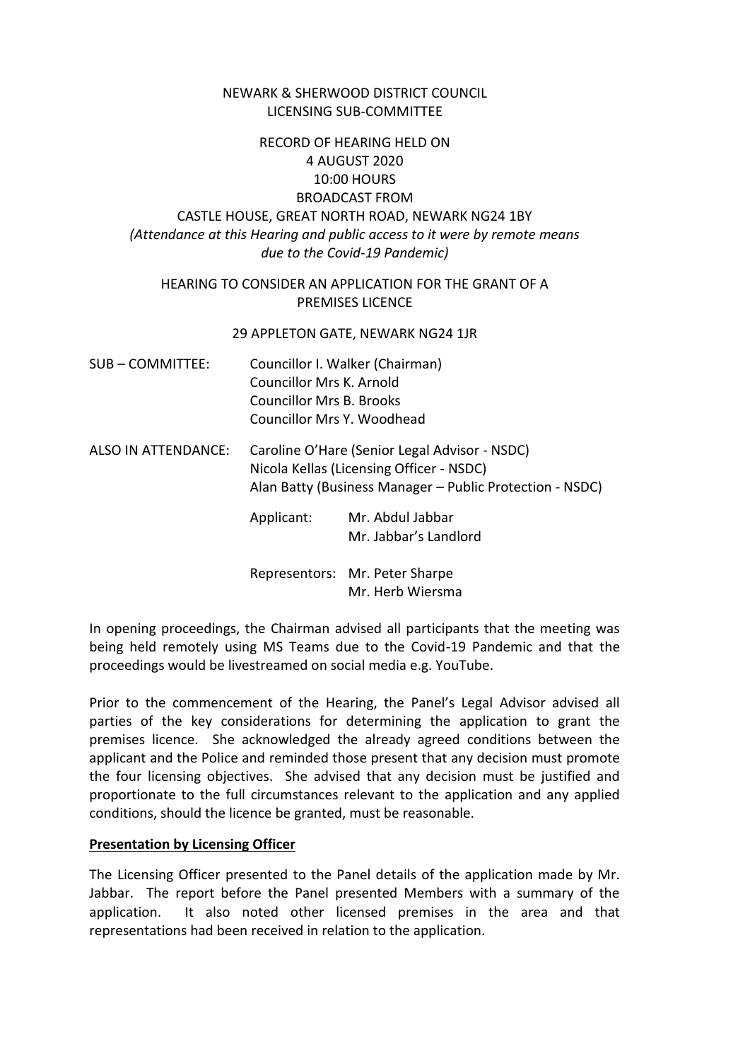NEWARK & SHERWOOD DISTRICT COUNCIL
LICENSING SUB-COMMITTEE

RECORD OF HEARING HELD ON
4 AUGUST 2020
10:00 HOURS
BROADCAST FROM
CASTLE HOUSE, GREAT NORTH ROAD, NEWARK NG24 1BY
*(Attendance at this Hearing and public access to it were by remote means due to the Covid-19 Pandemic)*

HEARING TO CONSIDER AN APPLICATION FOR THE GRANT OF A PREMISES LICENCE

29 APPLETON GATE, NEWARK NG24 1JR

| | | |
|---|---|---|
| SUB – COMMITTEE: | Councillor I. Walker (Chairman)<br>Councillor Mrs K. Arnold<br>Councillor Mrs B. Brooks<br>Councillor Mrs Y. Woodhead | |
| ALSO IN ATTENDANCE: | Caroline O'Hare (Senior Legal Advisor - NSDC)<br>Nicola Kellas (Licensing Officer - NSDC)<br>Alan Batty (Business Manager – Public Protection - NSDC) | |
| | Applicant: | Mr. Abdul Jabbar<br>Mr. Jabbar's Landlord |
| | Representors: | Mr. Peter Sharpe<br>Mr. Herb Wiersma |

In opening proceedings, the Chairman advised all participants that the meeting was being held remotely using MS Teams due to the Covid-19 Pandemic and that the proceedings would be livestreamed on social media e.g. YouTube.

Prior to the commencement of the Hearing, the Panel's Legal Advisor advised all parties of the key considerations for determining the application to grant the premises licence. She acknowledged the already agreed conditions between the applicant and the Police and reminded those present that any decision must promote the four licensing objectives. She advised that any decision must be justified and proportionate to the full circumstances relevant to the application and any applied conditions, should the licence be granted, must be reasonable.

**Presentation by Licensing Officer**

The Licensing Officer presented to the Panel details of the application made by Mr. Jabbar. The report before the Panel presented Members with a summary of the application. It also noted other licensed premises in the area and that representations had been received in relation to the application.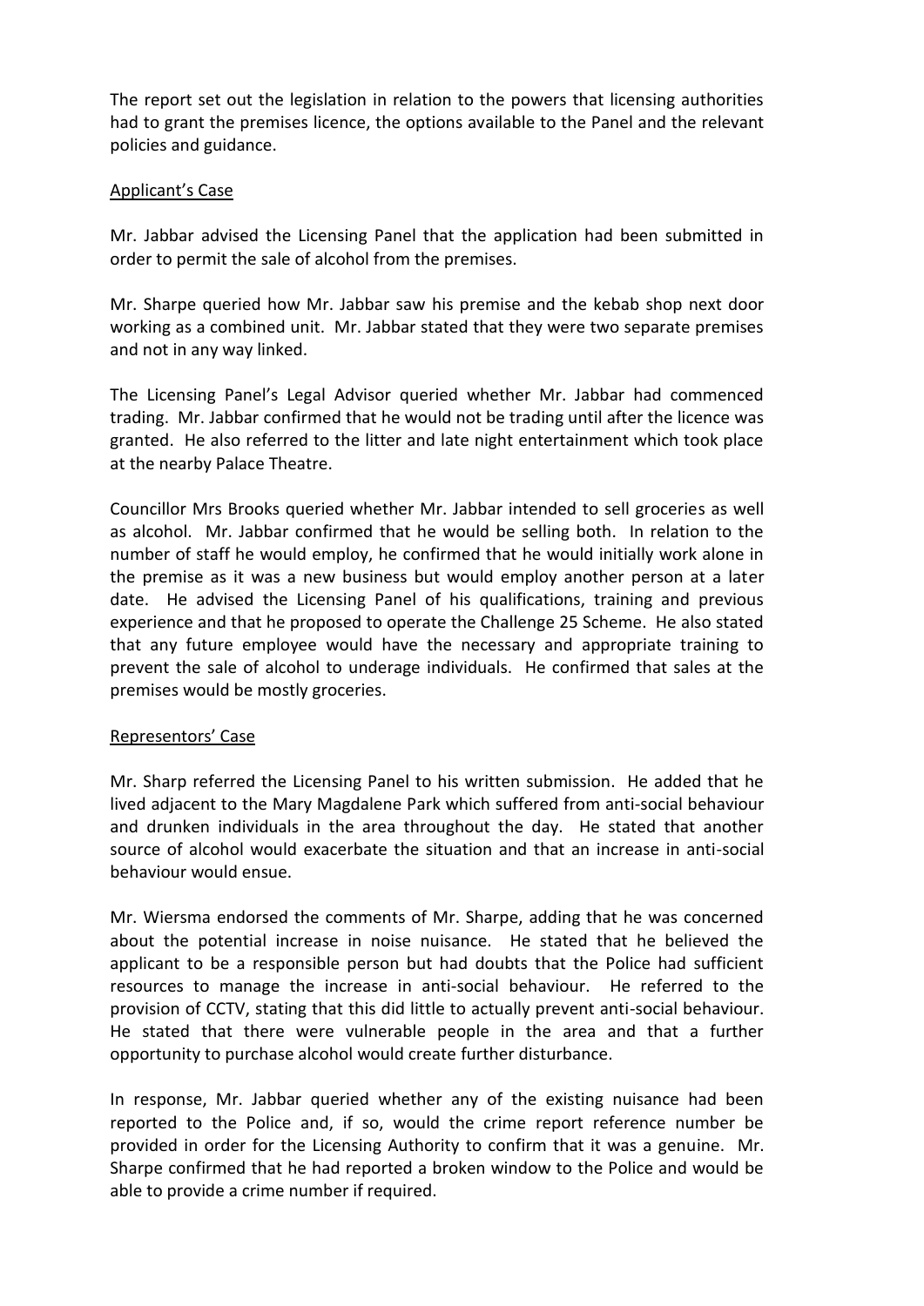The report set out the legislation in relation to the powers that licensing authorities had to grant the premises licence, the options available to the Panel and the relevant policies and guidance.

Applicant's Case

Mr. Jabbar advised the Licensing Panel that the application had been submitted in order to permit the sale of alcohol from the premises.

Mr. Sharpe queried how Mr. Jabbar saw his premise and the kebab shop next door working as a combined unit. Mr. Jabbar stated that they were two separate premises and not in any way linked.

The Licensing Panel's Legal Advisor queried whether Mr. Jabbar had commenced trading. Mr. Jabbar confirmed that he would not be trading until after the licence was granted. He also referred to the litter and late night entertainment which took place at the nearby Palace Theatre.

Councillor Mrs Brooks queried whether Mr. Jabbar intended to sell groceries as well as alcohol. Mr. Jabbar confirmed that he would be selling both. In relation to the number of staff he would employ, he confirmed that he would initially work alone in the premise as it was a new business but would employ another person at a later date. He advised the Licensing Panel of his qualifications, training and previous experience and that he proposed to operate the Challenge 25 Scheme. He also stated that any future employee would have the necessary and appropriate training to prevent the sale of alcohol to underage individuals. He confirmed that sales at the premises would be mostly groceries.

Representors' Case

Mr. Sharp referred the Licensing Panel to his written submission. He added that he lived adjacent to the Mary Magdalene Park which suffered from anti-social behaviour and drunken individuals in the area throughout the day. He stated that another source of alcohol would exacerbate the situation and that an increase in anti-social behaviour would ensue.

Mr. Wiersma endorsed the comments of Mr. Sharpe, adding that he was concerned about the potential increase in noise nuisance. He stated that he believed the applicant to be a responsible person but had doubts that the Police had sufficient resources to manage the increase in anti-social behaviour. He referred to the provision of CCTV, stating that this did little to actually prevent anti-social behaviour. He stated that there were vulnerable people in the area and that a further opportunity to purchase alcohol would create further disturbance.

In response, Mr. Jabbar queried whether any of the existing nuisance had been reported to the Police and, if so, would the crime report reference number be provided in order for the Licensing Authority to confirm that it was a genuine. Mr. Sharpe confirmed that he had reported a broken window to the Police and would be able to provide a crime number if required.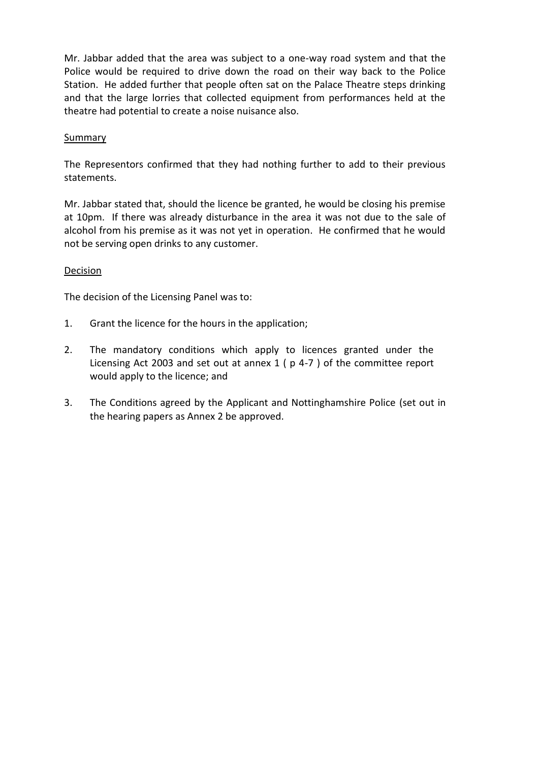Mr. Jabbar added that the area was subject to a one-way road system and that the Police would be required to drive down the road on their way back to the Police Station. He added further that people often sat on the Palace Theatre steps drinking and that the large lorries that collected equipment from performances held at the theatre had potential to create a noise nuisance also.

<u>Summary</u>

The Representors confirmed that they had nothing further to add to their previous statements.

Mr. Jabbar stated that, should the licence be granted, he would be closing his premise at 10pm. If there was already disturbance in the area it was not due to the sale of alcohol from his premise as it was not yet in operation. He confirmed that he would not be serving open drinks to any customer.

<u>Decision</u>

The decision of the Licensing Panel was to:

1. Grant the licence for the hours in the application;

2. The mandatory conditions which apply to licences granted under the Licensing Act 2003 and set out at annex 1 ( p 4-7 ) of the committee report would apply to the licence; and

3. The Conditions agreed by the Applicant and Nottinghamshire Police (set out in the hearing papers as Annex 2 be approved.